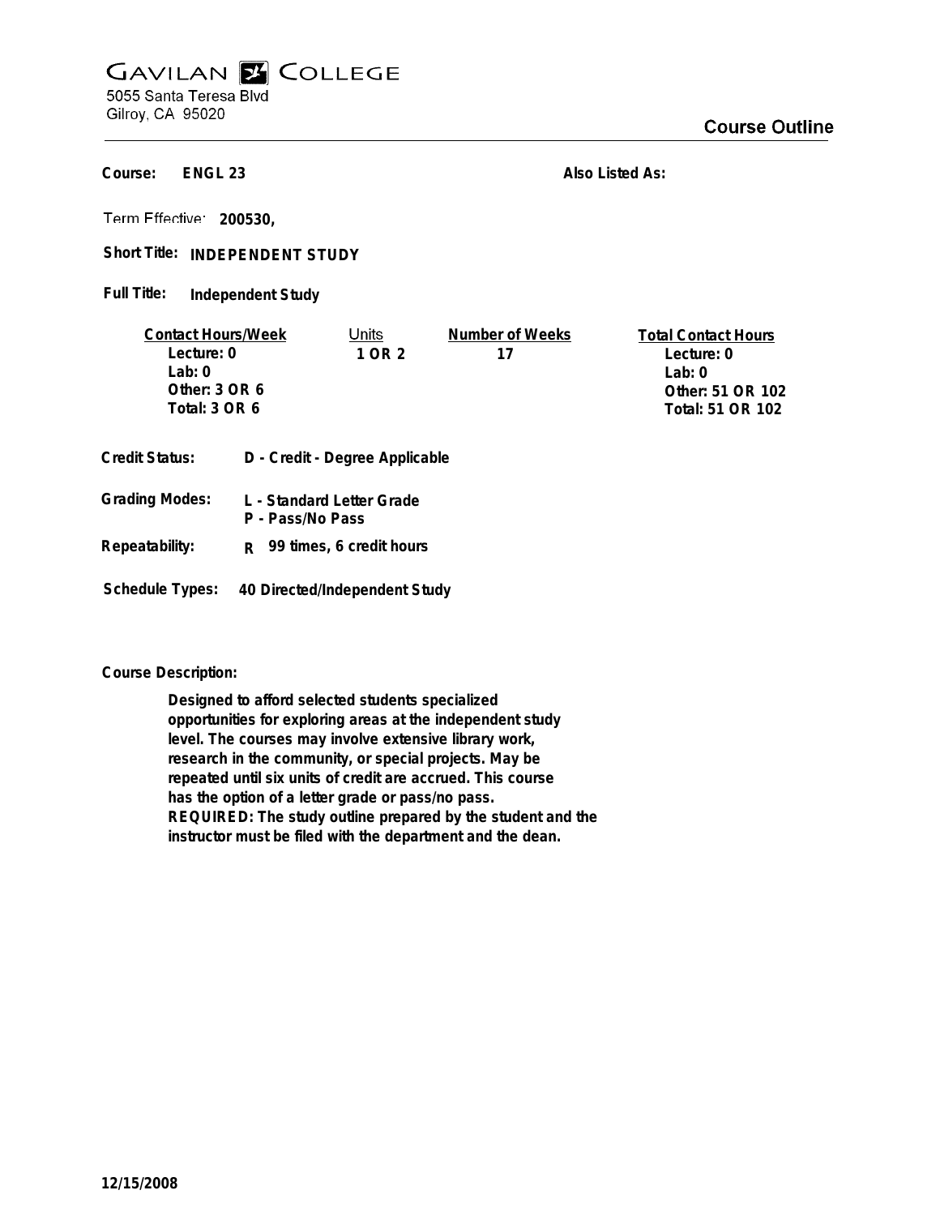# GAVILAN COLLEGE

5055 Santa Teresa Blvd
Gilroy, CA 95020

## Course Outline

**Course:** ENGL 23

**Also Listed As:**

**Term Effective:** 200530,

**Short Title:** INDEPENDENT STUDY

**Full Title:** Independent Study

| Contact Hours/Week | Units | Number of Weeks | Total Contact Hours |
|---|---|---|---|
| Lecture: 0 | 1 OR 2 | 17 | Lecture: 0 |
| Lab: 0 | | | Lab: 0 |
| Other: 3 OR 6 | | | Other: 51 OR 102 |
| Total: 3 OR 6 | | | Total: 51 OR 102 |

**Credit Status:** D - Credit - Degree Applicable

**Grading Modes:** L - Standard Letter Grade
P - Pass/No Pass

**Repeatability:** R 99 times, 6 credit hours

**Schedule Types:** 40 Directed/Independent Study

**Course Description:**

Designed to afford selected students specialized opportunities for exploring areas at the independent study level. The courses may involve extensive library work, research in the community, or special projects. May be repeated until six units of credit are accrued. This course has the option of a letter grade or pass/no pass. REQUIRED: The study outline prepared by the student and the instructor must be filed with the department and the dean.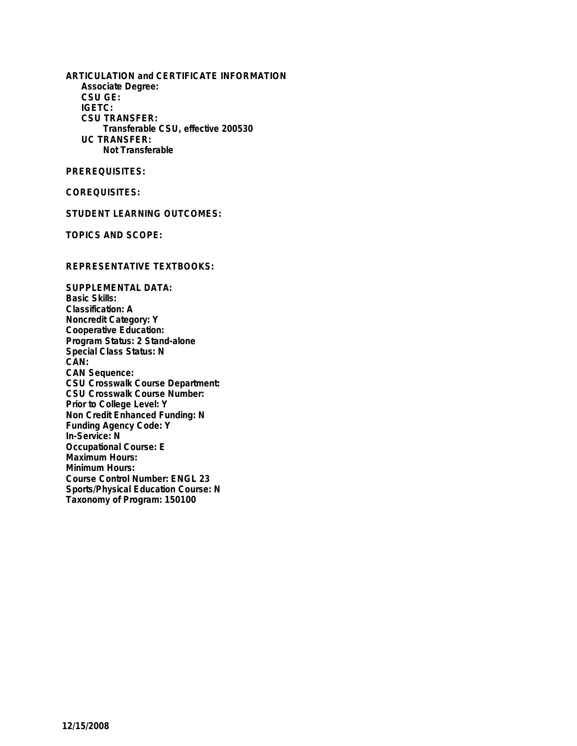**ARTICULATION and CERTIFICATE INFORMATION**

**Associate Degree:**

**CSU GE:**

**IGETC:**

**CSU TRANSFER:**

**Transferable CSU, effective 200530**

**UC TRANSFER:**

**Not Transferable**

**PREREQUISITES:**

**COREQUISITES:**

**STUDENT LEARNING OUTCOMES:**

**TOPICS AND SCOPE:**

**REPRESENTATIVE TEXTBOOKS:**

**SUPPLEMENTAL DATA:**
**Basic Skills:**
**Classification: A**
**Noncredit Category: Y**
**Cooperative Education:**
**Program Status: 2 Stand-alone**
**Special Class Status: N**
**CAN:**
**CAN Sequence:**
**CSU Crosswalk Course Department:**
**CSU Crosswalk Course Number:**
**Prior to College Level: Y**
**Non Credit Enhanced Funding: N**
**Funding Agency Code: Y**
**In-Service: N**
**Occupational Course: E**
**Maximum Hours:**
**Minimum Hours:**
**Course Control Number: ENGL 23**
**Sports/Physical Education Course: N**
**Taxonomy of Program: 150100**

**12/15/2008**